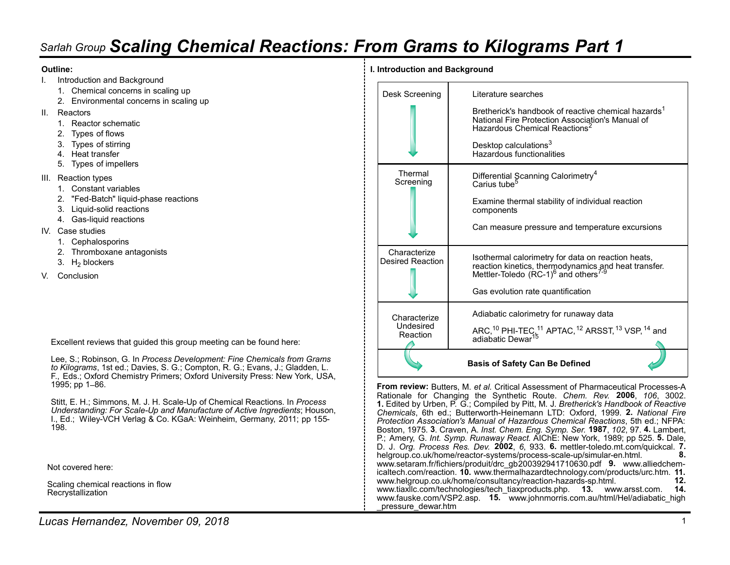# Sarlah Group *Scaling Chemical Reactions: From Grams to Kilograms Part 1*

**Outline:**

I. Introduction and Background
   1. Chemical concerns in scaling up
   2. Environmental concerns in scaling up

II. Reactors
   1. Reactor schematic
   2. Types of flows
   3. Types of stirring
   4. Heat transfer
   5. Types of impellers

III. Reaction types
   1. Constant variables
   2. "Fed-Batch" liquid-phase reactions
   3. Liquid-solid reactions
   4. Gas-liquid reactions

IV. Case studies
   1. Cephalosporins
   2. Thromboxane antagonists
   3. $H_2$ blockers

V. Conclusion

Excellent reviews that guided this group meeting can be found here:

Lee, S.; Robinson, G. In *Process Development: Fine Chemicals from Grams to Kilograms*, 1st ed.; Davies, S. G.; Compton, R. G.; Evans, J.; Gladden, L. F., Eds.; Oxford Chemistry Primers; Oxford University Press: New York, USA, 1995; pp 1–86.

Stitt, E. H.; Simmons, M. J. H. Scale-Up of Chemical Reactions. In *Process Understanding: For Scale-Up and Manufacture of Active Ingredients*; Houson, I., Ed.; Wiley-VCH Verlag & Co. KGaA: Weinheim, Germany, 2011; pp 155-198.

Not covered here:

Scaling chemical reactions in flow
Recrystallization

**I. Introduction and Background**

| Stage | Details |
| --- | --- |
| Desk Screening ↓ | Literature searches<br><br>Bretherick's handbook of reactive chemical hazards[1]<br>National Fire Protection Association's Manual of Hazardous Chemical Reactions[2]<br><br>Desktop calculations[3]<br>Hazardous functionalities |
| Thermal Screening ↓ | Differential Scanning Calorimetry[4]<br>Carius tube[5]<br><br>Examine thermal stability of individual reaction components<br><br>Can measure pressure and temperature excursions |
| Characterize Desired Reaction ↓ | Isothermal calorimetry for data on reaction heats, reaction kinetics, thermodynamics and heat transfer. Mettler-Toledo (RC-1)[6] and others[7-9]<br><br>Gas evolution rate quantification |
| Characterize Undesired Reaction | Adiabatic calorimetry for runaway data<br><br>ARC,[10] PHI-TEC,[11] APTAC,[12] ARSST,[13] VSP,[14] and adiabatic Dewar[15] |
| **Basis of Safety Can Be Defined** | |

**From review:** Butters, M. *et al.* Critical Assessment of Pharmaceutical Processes-A Rationale for Changing the Synthetic Route. *Chem. Rev.* **2006**, *106*, 3002. **1.** Edited by Urben, P. G.; Compiled by Pitt, M. J. *Bretherick's Handbook of Reactive Chemicals*, 6th ed.; Butterworth-Heinemann LTD: Oxford, 1999. **2.** *National Fire Protection Association's Manual of Hazardous Chemical Reactions*, 5th ed.; NFPA: Boston, 1975. **3**. Craven, A. *Inst. Chem. Eng. Symp. Ser.* **1987**, *102*, 97. **4.** Lambert, P.; Amery, G. *Int. Symp. Runaway React.* AIChE: New York, 1989; pp 525. **5.** Dale, D. J. *Org. Process Res. Dev.* **2002**, *6*, 933. **6.** mettler-toledo.mt.com/quickcal. **7.** helgroup.co.uk/home/reactor-systems/process-scale-up/simular-en.html. **8.** www.setaram.fr/fichiers/produit/drc_gb200392941710630.pdf **9.** www.alliedchemicaltech.com/reaction. **10.** www.thermalhazardtechnology.com/products/urc.htm. **11.** www.helgroup.co.uk/home/consultancy/reaction-hazards-sp.html. **12.** www.tiaxllc.com/technologies/tech_tiaxproducts.php. **13.** www.arsst.com. **14.** www.fauske.com/VSP2.asp. **15.** www.johnmorris.com.au/html/Hel/adiabatic_high_pressure_dewar.htm

*Lucas Hernandez, November 09, 2018*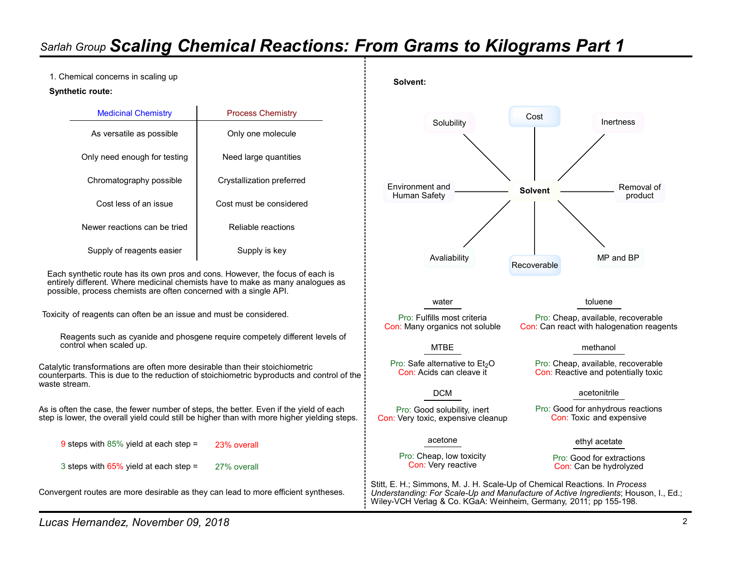# Scaling Chemical Reactions: From Grams to Kilograms Part 1

*Sarlah Group*

1. Chemical concerns in scaling up

**Synthetic route:**

| Medicinal Chemistry | Process Chemistry |
|---|---|
| As versatile as possible | Only one molecule |
| Only need enough for testing | Need large quantities |
| Chromatography possible | Crystallization preferred |
| Cost less of an issue | Cost must be considered |
| Newer reactions can be tried | Reliable reactions |
| Supply of reagents easier | Supply is key |

Each synthetic route has its own pros and cons. However, the focus of each is entirely different. Where medicinal chemists have to make as many analogues as possible, process chemists are often concerned with a single API.

Toxicity of reagents can often be an issue and must be considered.

Reagents such as cyanide and phosgene require competely different levels of control when scaled up.

Catalytic transformations are often more desirable than their stoichiometric counterparts. This is due to the reduction of stoichiometric byproducts and control of the waste stream.

As is often the case, the fewer number of steps, the better. Even if the yield of each step is lower, the overall yield could still be higher than with more higher yielding steps.

9 steps with 85% yield at each step = 23% overall

3 steps with 65% yield at each step = 27% overall

Convergent routes are more desirable as they can lead to more efficient syntheses.

**Solvent:**

Solvent: Solubility, Cost, Inertness, Environment and Human Safety, Removal of product, Avaliability, Recoverable, MP and BP

**water**
Pro: Fulfills most criteria
Con: Many organics not soluble

**toluene**
Pro: Cheap, available, recoverable
Con: Can react with halogenation reagents

**MTBE**
Pro: Safe alternative to $Et_2O$
Con: Acids can cleave it

**methanol**
Pro: Cheap, available, recoverable
Con: Reactive and potentially toxic

**DCM**
Pro: Good solubility, inert
Con: Very toxic, expensive cleanup

**acetonitrile**
Pro: Good for anhydrous reactions
Con: Toxic and expensive

**acetone**
Pro: Cheap, low toxicity
Con: Very reactive

**ethyl acetate**
Pro: Good for extractions
Con: Can be hydrolyzed

Stitt, E. H.; Simmons, M. J. H. Scale-Up of Chemical Reactions. In *Process Understanding: For Scale-Up and Manufacture of Active Ingredients*; Houson, I., Ed.; Wiley-VCH Verlag & Co. KGaA: Weinheim, Germany, 2011; pp 155-198.

*Lucas Hernandez, November 09, 2018*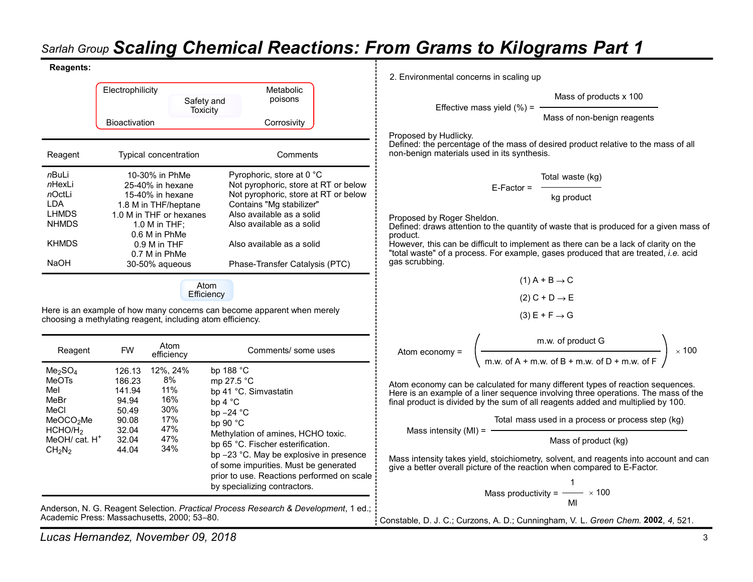# Scaling Chemical Reactions: From Grams to Kilograms Part 1

Sarlah Group

**Reagents:**

Electrophilicity — Safety and Toxicity — Metabolic poisons — Bioactivation — Corrosivity

| Reagent | Typical concentration | Comments |
|---|---|---|
| *n*BuLi | 10-30% in PhMe | Pyrophoric, store at 0 °C |
| *n*HexLi | 25-40% in hexane | Not pyrophoric, store at RT or below |
| *n*OctLi | 15-40% in hexane | Not pyrophoric, store at RT or below |
| LDA | 1.8 M in THF/heptane | Contains "Mg stabilizer" |
| LHMDS | 1.0 M in THF or hexanes | Also available as a solid |
| NHMDS | 1.0 M in THF; 0.6 M in PhMe | Also available as a solid |
| KHMDS | 0.9 M in THF 0.7 M in PhMe | Also available as a solid |
| NaOH | 30-50% aqueous | Phase-Transfer Catalysis (PTC) |

Atom Efficiency

Here is an example of how many concerns can become apparent when merely choosing a methylating reagent, including atom efficiency.

| Reagent | FW | Atom efficiency | Comments/ some uses |
|---|---|---|---|
| $Me_2SO_4$ | 126.13 | 12%, 24% | bp 188 °C |
| MeOTs | 186.23 | 8% | mp 27.5 °C |
| MeI | 141.94 | 11% | bp 41 °C. Simvastatin |
| MeBr | 94.94 | 16% | bp 4 °C |
| MeCl | 50.49 | 30% | bp –24 °C |
| $MeOCO_2Me$ | 90.08 | 17% | bp 90 °C |
| $HCHO/H_2$ | 32.04 | 47% | Methylation of amines, HCHO toxic. |
| MeOH/ cat. $H^+$ | 32.04 | 47% | bp 65 °C. Fischer esterification. |
| $CH_2N_2$ | 44.04 | 34% | bp –23 °C. May be explosive in presence of some impurities. Must be generated prior to use. Reactions performed on scale by specializing contractors. |

Anderson, N. G. Reagent Selection. *Practical Process Research & Development*, 1 ed.; Academic Press: Massachusetts, 2000; 53–80.

2. Environmental concerns in scaling up

$$\text{Effective mass yield (\%)} = \frac{\text{Mass of products} \times 100}{\text{Mass of non-benign reagents}}$$

Proposed by Hudlicky.
Defined: the percentage of the mass of desired product relative to the mass of all non-benign materials used in its synthesis.

$$\text{E-Factor} = \frac{\text{Total waste (kg)}}{\text{kg product}}$$

Proposed by Roger Sheldon.
Defined: draws attention to the quantity of waste that is produced for a given mass of product.
However, this can be difficult to implement as there can be a lack of clarity on the "total waste" of a process. For example, gases produced that are treated, *i.e.* acid gas scrubbing.

(1) $A + B \rightarrow C$

(2) $C + D \rightarrow E$

(3) $E + F \rightarrow G$

$$\text{Atom economy} = \left(\frac{\text{m.w. of product G}}{\text{m.w. of A + m.w. of B + m.w. of D + m.w. of F}}\right) \times 100$$

Atom economy can be calculated for many different types of reaction sequences. Here is an example of a liner sequence involving three operations. The mass of the final product is divided by the sum of all reagents added and multiplied by 100.

$$\text{Mass intensity (MI)} = \frac{\text{Total mass used in a process or process step (kg)}}{\text{Mass of product (kg)}}$$

Mass intensity takes yield, stoichiometry, solvent, and reagents into account and can give a better overall picture of the reaction when compared to E-Factor.

$$\text{Mass productivity} = \frac{1}{\text{MI}} \times 100$$

Constable, D. J. C.; Curzons, A. D.; Cunningham, V. L. *Green Chem.* **2002**, *4*, 521.

*Lucas Hernandez, November 09, 2018*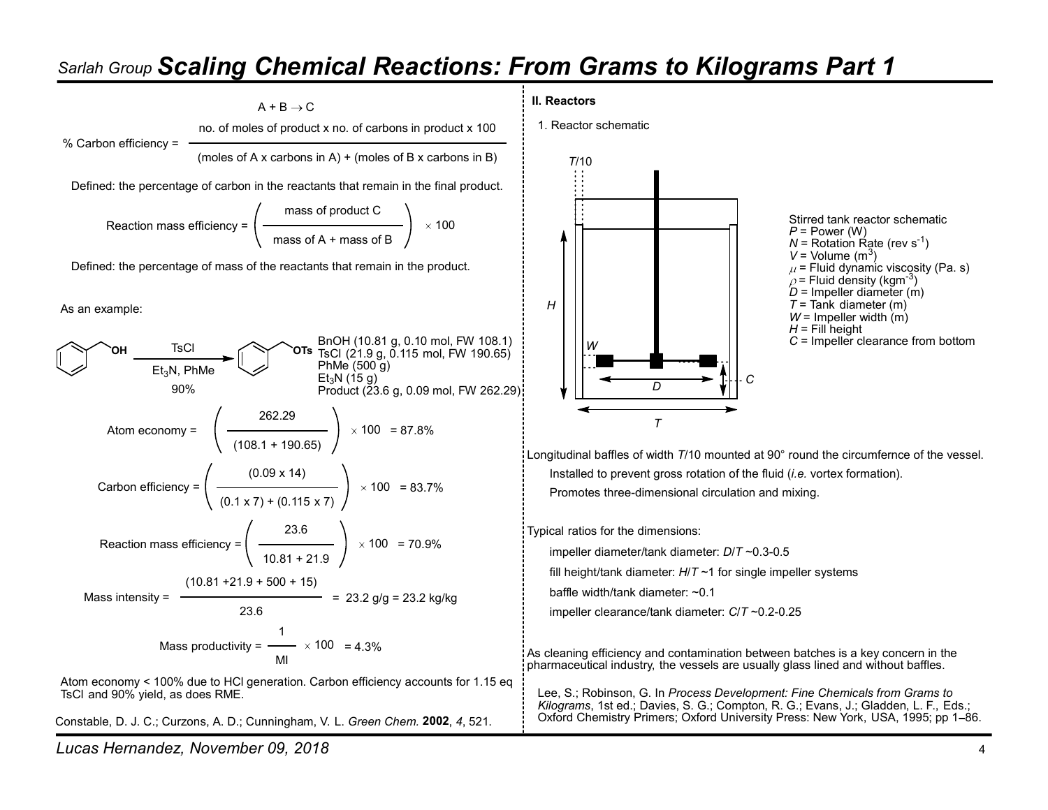# *Sarlah Group* Scaling Chemical Reactions: From Grams to Kilograms Part 1

$$A + B \rightarrow C$$

$$\% \text{ Carbon efficiency} = \frac{\text{no. of moles of product x no. of carbons in product x 100}}{(\text{moles of A x carbons in A}) + (\text{moles of B x carbons in B})}$$

Defined: the percentage of carbon in the reactants that remain in the final product.

$$\text{Reaction mass efficiency} = \left( \frac{\text{mass of product C}}{\text{mass of A + mass of B}} \right) \times 100$$

Defined: the percentage of mass of the reactants that remain in the product.

As an example:

BnOH → BnOTs (TsCl, $Et_3N$, PhMe, 90%)

BnOH (10.81 g, 0.10 mol, FW 108.1)
TsCl (21.9 g, 0.115 mol, FW 190.65)
PhMe (500 g)
$Et_3N$ (15 g)
Product (23.6 g, 0.09 mol, FW 262.29)

$$\text{Atom economy} = \left( \frac{262.29}{(108.1 + 190.65)} \right) \times 100 = 87.8\%$$

$$\text{Carbon efficiency} = \left( \frac{(0.09 \times 14)}{(0.1 \times 7) + (0.115 \times 7)} \right) \times 100 = 83.7\%$$

$$\text{Reaction mass efficiency} = \left( \frac{23.6}{10.81 + 21.9} \right) \times 100 = 70.9\%$$

$$\text{Mass intensity} = \frac{(10.81 + 21.9 + 500 + 15)}{23.6} = 23.2 \text{ g/g} = 23.2 \text{ kg/kg}$$

$$\text{Mass productivity} = \frac{1}{\text{MI}} \times 100 = 4.3\%$$

Atom economy < 100% due to HCl generation. Carbon efficiency accounts for 1.15 eq TsCl and 90% yield, as does RME.

Constable, D. J. C.; Curzons, A. D.; Cunningham, V. L. *Green Chem.* **2002**, *4*, 521.

## II. Reactors

1. Reactor schematic

Stirred tank reactor schematic
$P$ = Power (W)
$N$ = Rotation Rate (rev $s^{-1}$)
$V$ = Volume ($m^3$)
$\mu$ = Fluid dynamic viscosity (Pa. s)
$\rho$ = Fluid density ($kgm^{-3}$)
$D$ = Impeller diameter (m)
$T$ = Tank diameter (m)
$W$ = Impeller width (m)
$H$ = Fill height
$C$ = Impeller clearance from bottom

Longitudinal baffles of width $T/10$ mounted at 90° round the circumfernce of the vessel.

- Installed to prevent gross rotation of the fluid (*i.e.* vortex formation).
- Promotes three-dimensional circulation and mixing.

Typical ratios for the dimensions:

- impeller diameter/tank diameter: $D/T$ ~0.3-0.5
- fill height/tank diameter: $H/T$ ~1 for single impeller systems
- baffle width/tank diameter: ~0.1
- impeller clearance/tank diameter: $C/T$ ~0.2-0.25

As cleaning efficiency and contamination between batches is a key concern in the pharmaceutical industry, the vessels are usually glass lined and without baffles.

Lee, S.; Robinson, G. In *Process Development: Fine Chemicals from Grams to Kilograms*, 1st ed.; Davies, S. G.; Compton, R. G.; Evans, J.; Gladden, L. F., Eds.; Oxford Chemistry Primers; Oxford University Press: New York, USA, 1995; pp 1–86.

*Lucas Hernandez, November 09, 2018*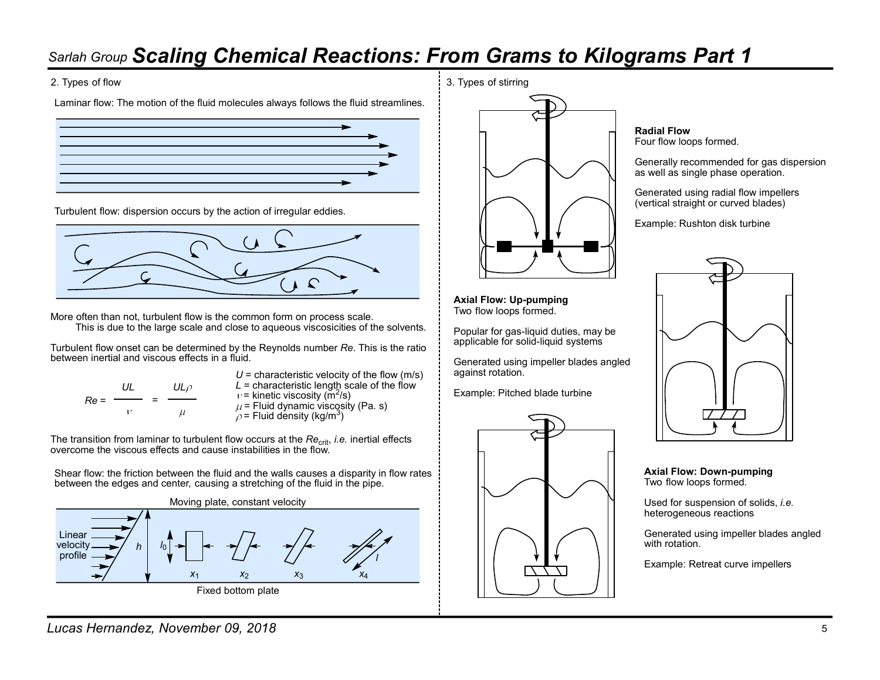# Scaling Chemical Reactions: From Grams to Kilograms Part 1

## 2. Types of flow

Laminar flow: The motion of the fluid molecules always follows the fluid streamlines.

Turbulent flow: dispersion occurs by the action of irregular eddies.

More often than not, turbulent flow is the common form on process scale.
This is due to the large scale and close to aqueous viscosicities of the solvents.

Turbulent flow onset can be determined by the Reynolds number *Re*. This is the ratio between inertial and viscous effects in a fluid.

$$Re = \frac{UL}{\nu} = \frac{UL\rho}{\mu}$$

- $U$ = characteristic velocity of the flow (m/s)
- $L$ = characteristic length scale of the flow
- $\nu$ = kinetic viscosity ($m^2$/s)
- $\mu$ = Fluid dynamic viscosity (Pa. s)
- $\rho$ = Fluid density (kg/$m^3$)

The transition from laminar to turbulent flow occurs at the $Re_{crit}$, *i.e.* inertial effects overcome the viscous effects and cause instabilities in the flow.

Shear flow: the friction between the fluid and the walls causes a disparity in flow rates between the edges and center, causing a stretching of the fluid in the pipe.

Moving plate, constant velocity

Linear velocity profile; $h$; $l_0$; $x_1$; $x_2$; $x_3$; $x_4$; $l$

Fixed bottom plate

## 3. Types of stirring

**Radial Flow**
Four flow loops formed.

Generally recommended for gas dispersion as well as single phase operation.

Generated using radial flow impellers (vertical straight or curved blades)

Example: Rushton disk turbine

**Axial Flow: Up-pumping**
Two flow loops formed.

Popular for gas-liquid duties, may be applicable for solid-liquid systems

Generated using impeller blades angled against rotation.

Example: Pitched blade turbine

**Axial Flow: Down-pumping**
Two flow loops formed.

Used for suspension of solids, *i.e.* heterogeneous reactions

Generated using impeller blades angled with rotation.

Example: Retreat curve impellers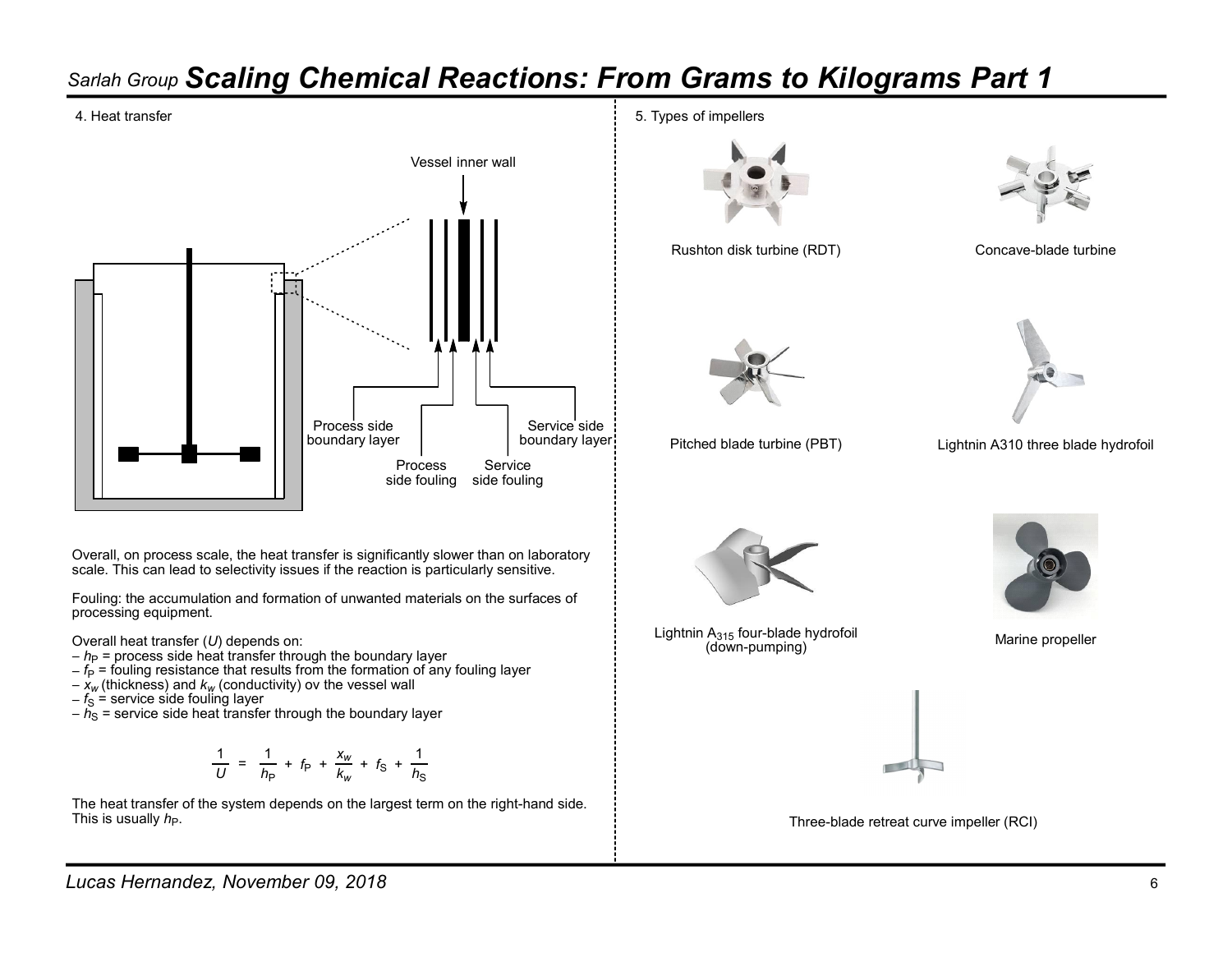# Scaling Chemical Reactions: From Grams to Kilograms Part 1

## 4. Heat transfer

Vessel inner wall

Process side boundary layer

Process side fouling

Service side fouling

Service side boundary layer

Overall, on process scale, the heat transfer is significantly slower than on laboratory scale. This can lead to selectivity issues if the reaction is particularly sensitive.

Fouling: the accumulation and formation of unwanted materials on the surfaces of processing equipment.

Overall heat transfer ($U$) depends on:

– $h_P$ = process side heat transfer through the boundary layer
– $f_P$ = fouling resistance that results from the formation of any fouling layer
– $x_w$ (thickness) and $k_w$ (conductivity) ov the vessel wall
– $f_S$ = service side fouling layer
– $h_S$ = service side heat transfer through the boundary layer

$$\frac{1}{U} = \frac{1}{h_P} + f_P + \frac{x_w}{k_w} + f_S + \frac{1}{h_S}$$

The heat transfer of the system depends on the largest term on the right-hand side. This is usually $h_P$.

## 5. Types of impellers

Rushton disk turbine (RDT)

Concave-blade turbine

Pitched blade turbine (PBT)

Lightnin A310 three blade hydrofoil

Lightnin $A_{315}$ four-blade hydrofoil (down-pumping)

Marine propeller

Three-blade retreat curve impeller (RCI)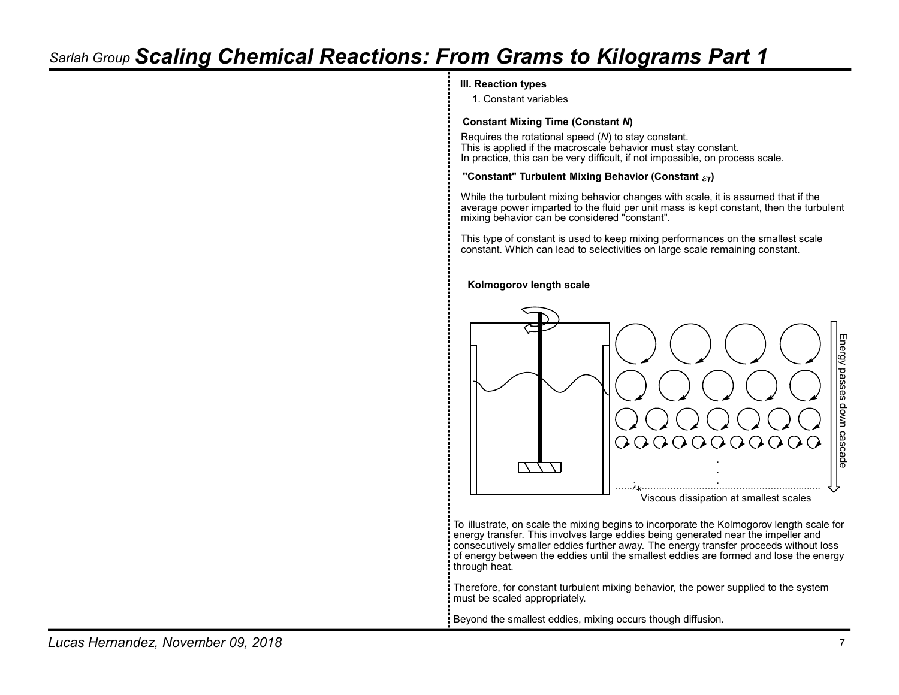### III. Reaction types

1. Constant variables

**Constant Mixing Time (Constant *N*)**

Requires the rotational speed (*N*) to stay constant.
This is applied if the macroscale behavior must stay constant.
In practice, this can be very difficult, if not impossible, on process scale.

**"Constant" Turbulent Mixing Behavior (Constant $\varepsilon_T$)**

While the turbulent mixing behavior changes with scale, it is assumed that if the average power imparted to the fluid per unit mass is kept constant, then the turbulent mixing behavior can be considered "constant".

This type of constant is used to keep mixing performances on the smallest scale constant. Which can lead to selectivities on large scale remaining constant.

**Kolmogorov length scale**

Energy passes down cascade

$\lambda_k$

Viscous dissipation at smallest scales

To illustrate, on scale the mixing begins to incorporate the Kolmogorov length scale for energy transfer. This involves large eddies being generated near the impeller and consecutively smaller eddies further away. The energy transfer proceeds without loss of energy between the eddies until the smallest eddies are formed and lose the energy through heat.

Therefore, for constant turbulent mixing behavior, the power supplied to the system must be scaled appropriately.

Beyond the smallest eddies, mixing occurs though diffusion.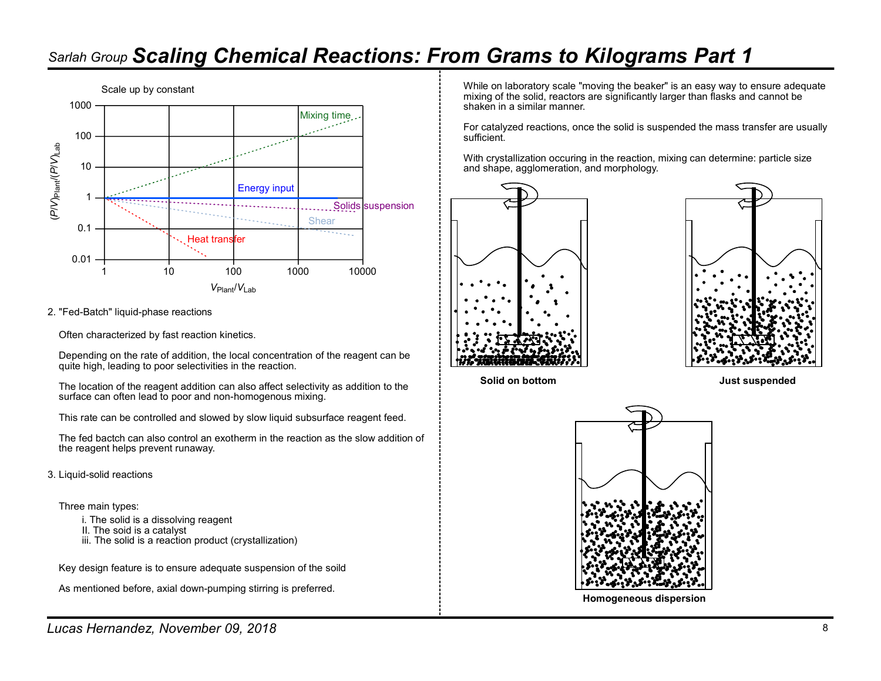# Scaling Chemical Reactions: From Grams to Kilograms Part 1

Scale up by constant

2. "Fed-Batch" liquid-phase reactions

Often characterized by fast reaction kinetics.

Depending on the rate of addition, the local concentration of the reagent can be quite high, leading to poor selectivities in the reaction.

The location of the reagent addition can also affect selectivity as addition to the surface can often lead to poor and non-homogenous mixing.

This rate can be controlled and slowed by slow liquid subsurface reagent feed.

The fed bactch can also control an exotherm in the reaction as the slow addition of the reagent helps prevent runaway.

3. Liquid-solid reactions

Three main types:

i. The solid is a dissolving reagent
II. The soid is a catalyst
iii. The solid is a reaction product (crystallization)

Key design feature is to ensure adequate suspension of the soild

As mentioned before, axial down-pumping stirring is preferred.

While on laboratory scale "moving the beaker" is an easy way to ensure adequate mixing of the solid, reactors are significantly larger than flasks and cannot be shaken in a similar manner.

For catalyzed reactions, once the solid is suspended the mass transfer are usually sufficient.

With crystallization occuring in the reaction, mixing can determine: particle size and shape, agglomeration, and morphology.

**Solid on bottom**

**Just suspended**

**Homogeneous dispersion**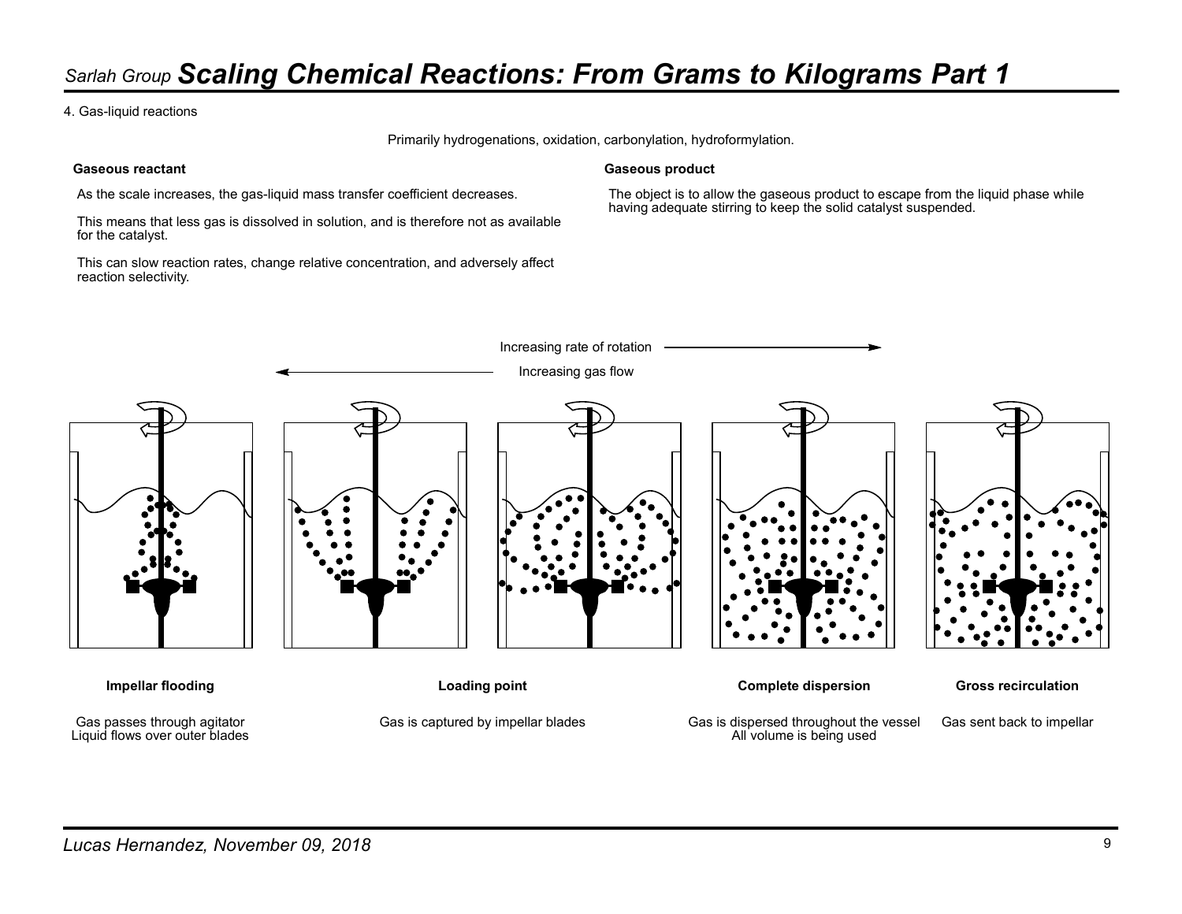## 4. Gas-liquid reactions

Primarily hydrogenations, oxidation, carbonylation, hydroformylation.

**Gaseous reactant**

As the scale increases, the gas-liquid mass transfer coefficient decreases.

This means that less gas is dissolved in solution, and is therefore not as available for the catalyst.

This can slow reaction rates, change relative concentration, and adversely affect reaction selectivity.

**Gaseous product**

The object is to allow the gaseous product to escape from the liquid phase while having adequate stirring to keep the solid catalyst suspended.

Increasing rate of rotation →

← Increasing gas flow

**Impellar flooding**

Gas passes through agitator
Liquid flows over outer blades

**Loading point**

Gas is captured by impellar blades

**Complete dispersion**

Gas is dispersed throughout the vessel
All volume is being used

**Gross recirculation**

Gas sent back to impellar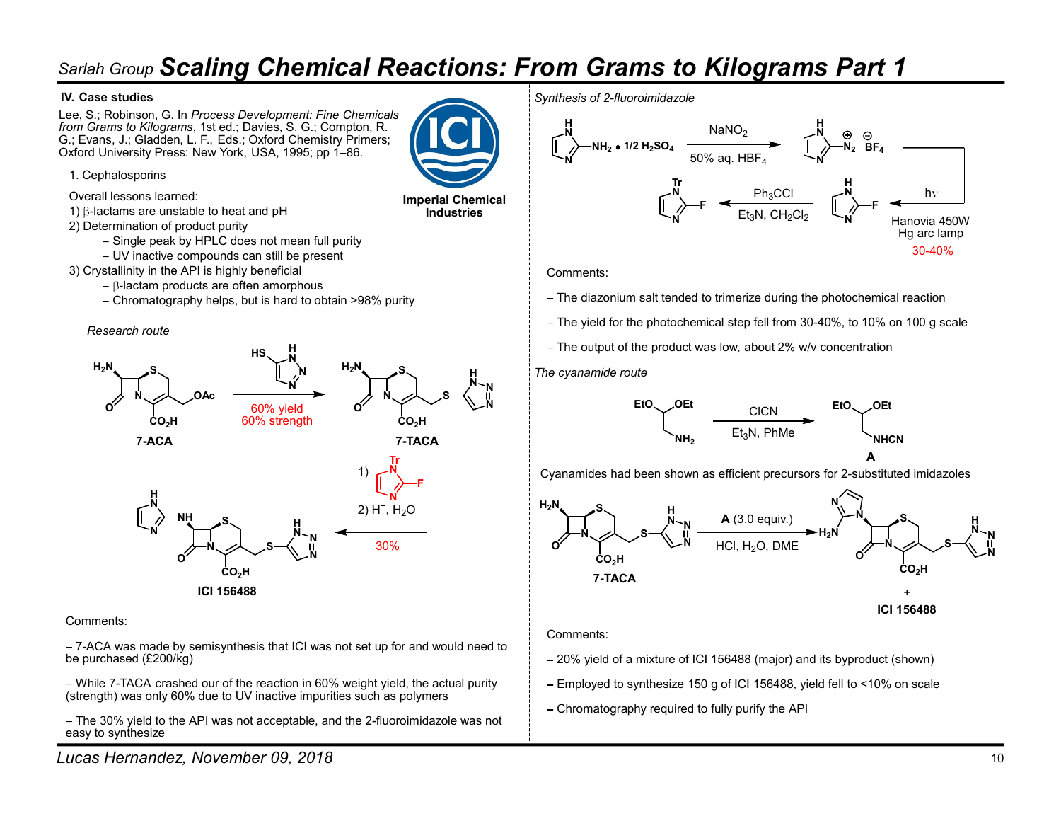# Sarlah Group *Scaling Chemical Reactions: From Grams to Kilograms Part 1*

### IV. Case studies

Lee, S.; Robinson, G. In *Process Development: Fine Chemicals from Grams to Kilograms*, 1st ed.; Davies, S. G.; Compton, R. G.; Evans, J.; Gladden, L. F., Eds.; Oxford Chemistry Primers; Oxford University Press: New York, USA, 1995; pp 1–86.

ICI — Imperial Chemical Industries

1. Cephalosporins

Overall lessons learned:

1) β-lactams are unstable to heat and pH
2) Determination of product purity
   - Single peak by HPLC does not mean full purity
   - UV inactive compounds can still be present
3) Crystallinity in the API is highly beneficial
   - β-lactam products are often amorphous
   - Chromatography helps, but is hard to obtain >98% purity

*Research route*

7-ACA → (HS-triazole; 60% yield, 60% strength) → 7-TACA → (1) Tr-protected 2-fluoroimidazole; 2) $H^+$, $H_2O$; 30%) → ICI 156488

Comments:

– 7-ACA was made by semisynthesis that ICI was not set up for and would need to be purchased (£200/kg)

– While 7-TACA crashed our of the reaction in 60% weight yield, the actual purity (strength) was only 60% due to UV inactive impurities such as polymers

– The 30% yield to the API was not acceptable, and the 2-fluoroimidazole was not easy to synthesize

*Synthesis of 2-fluoroimidazole*

2-aminoimidazole • 1/2 $H_2SO_4$ → ($NaNO_2$, 50% aq. $HBF_4$) → imidazole-2-diazonium $BF_4^-$ → (hν, Hanovia 450W Hg arc lamp; 30-40%) → 2-fluoroimidazole → ($Ph_3CCl$, $Et_3N$, $CH_2Cl_2$) → 1-trityl-2-fluoroimidazole

Comments:

– The diazonium salt tended to trimerize during the photochemical reaction

– The yield for the photochemical step fell from 30-40%, to 10% on 100 g scale

– The output of the product was low, about 2% w/v concentration

*The cyanamide route*

$(EtO)_2CHCH_2NH_2$ → (ClCN, $Et_3N$, PhMe) → $(EtO)_2CHCH_2NHCN$ (**A**)

Cyanamides had been shown as efficient precursors for 2-substituted imidazoles

7-TACA → (**A** (3.0 equiv.), HCl, $H_2O$, DME) → byproduct + ICI 156488

Comments:

– 20% yield of a mixture of ICI 156488 (major) and its byproduct (shown)

– Employed to synthesize 150 g of ICI 156488, yield fell to <10% on scale

– Chromatography required to fully purify the API

Lucas Hernandez, November 09, 2018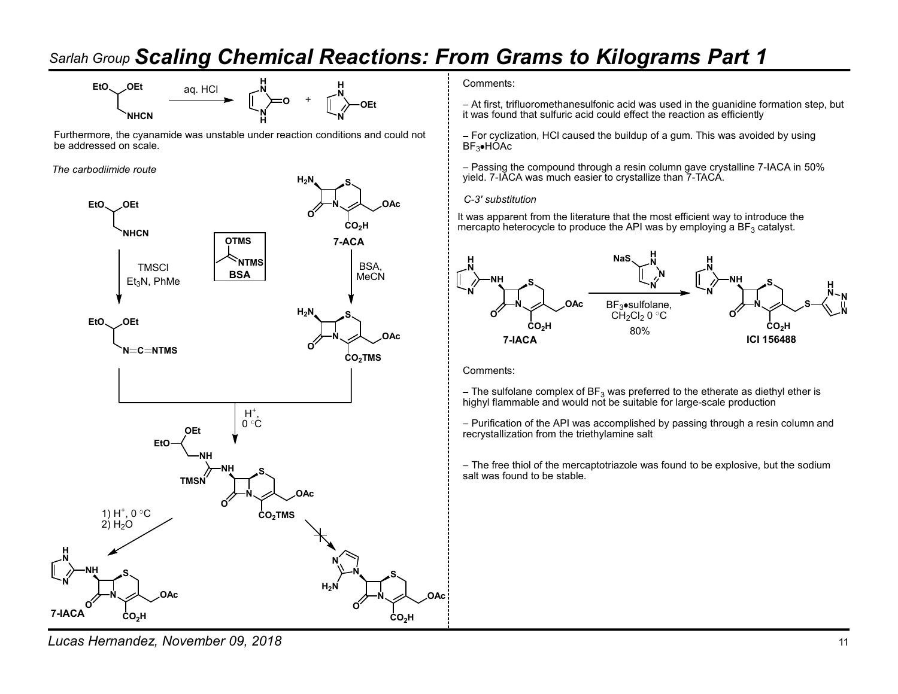# Scaling Chemical Reactions: From Grams to Kilograms Part 1

Furthermore, the cyanamide was unstable under reaction conditions and could not be addressed on scale.

*The carbodiimide route*

Comments:

– At first, trifluoromethanesulfonic acid was used in the guanidine formation step, but it was found that sulfuric acid could effect the reaction as efficiently

– For cyclization, HCl caused the buildup of a gum. This was avoided by using $BF_3$•HOAc

– Passing the compound through a resin column gave crystalline 7-IACA in 50% yield. 7-IACA was much easier to crystallize than 7-TACA.

*C-3' substitution*

It was apparent from the literature that the most efficient way to introduce the mercapto heterocycle to produce the API was by employing a $BF_3$ catalyst.

Comments:

– The sulfolane complex of $BF_3$ was preferred to the etherate as diethyl ether is highyl flammable and would not be suitable for large-scale production

– Purification of the API was accomplished by passing through a resin column and recrystallization from the triethylamine salt

– The free thiol of the mercaptotriazole was found to be explosive, but the sodium salt was found to be stable.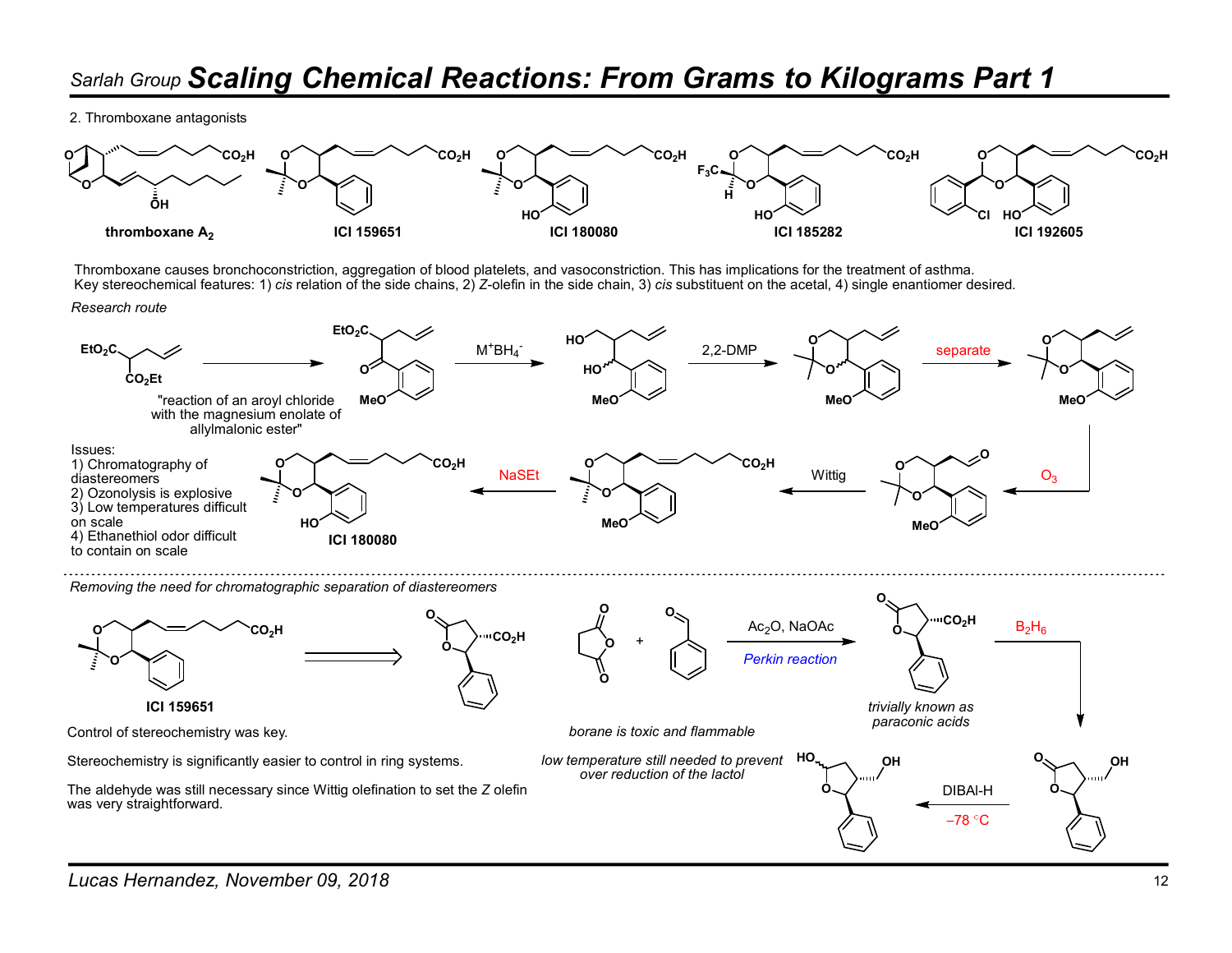# *Sarlah Group* Scaling Chemical Reactions: From Grams to Kilograms Part 1

2. Thromboxane antagonists

**thromboxane $A_2$** **ICI 159651** **ICI 180080** **ICI 185282** **ICI 192605**

Thromboxane causes bronchoconstriction, aggregation of blood platelets, and vasoconstriction. This has implications for the treatment of asthma.
Key stereochemical features: 1) *cis* relation of the side chains, 2) *Z*-olefin in the side chain, 3) *cis* substituent on the acetal, 4) single enantiomer desired.

*Research route*

"reaction of an aroyl chloride with the magnesium enolate of allylmalonic ester"

$M^+BH_4^-$

2,2-DMP

separate

$O_3$

Wittig

NaSEt

**ICI 180080**

Issues:
1) Chromatography of diastereomers
2) Ozonolysis is explosive
3) Low temperatures difficult on scale
4) Ethanethiol odor difficult to contain on scale

*Removing the need for chromatographic separation of diastereomers*

**ICI 159651**

$Ac_2O$, NaOAc

*Perkin reaction*

*trivially known as paraconic acids*

$B_2H_6$

DIBAl-H

–78 °C

*borane is toxic and flammable*

*low temperature still needed to prevent over reduction of the lactol*

Control of stereochemistry was key.

Stereochemistry is significantly easier to control in ring systems.

The aldehyde was still necessary since Wittig olefination to set the *Z* olefin was very straightforward.

*Lucas Hernandez, November 09, 2018*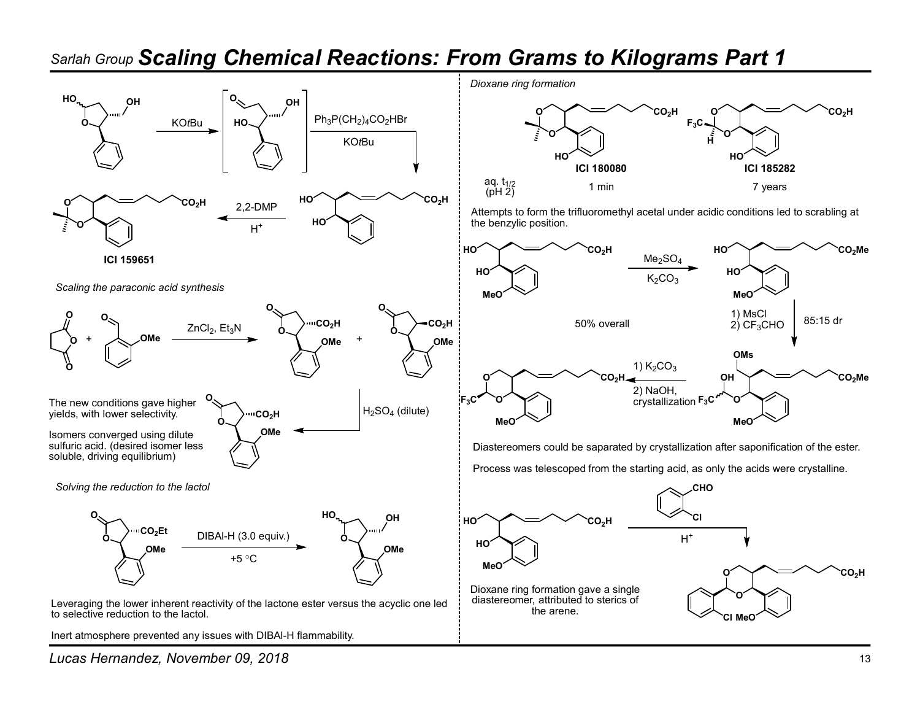# Scaling Chemical Reactions: From Grams to Kilograms Part 1

KOtBu

$Ph_3P(CH_2)_4CO_2HBr$

KOtBu

2,2-DMP

$H^+$

ICI 159651

*Scaling the paraconic acid synthesis*

$ZnCl_2$, $Et_3N$

The new conditions gave higher yields, with lower selectivity.

Isomers converged using dilute sulfuric acid. (desired isomer less soluble, driving equilibrium)

$H_2SO_4$ (dilute)

*Solving the reduction to the lactol*

DIBAl-H (3.0 equiv.)

+5 °C

Leveraging the lower inherent reactivity of the lactone ester versus the acyclic one led to selective reduction to the lactol.

Inert atmosphere prevented any issues with DIBAl-H flammability.

*Dioxane ring formation*

| | ICI 180080 | ICI 185282 |
|---|---|---|
| aq. $t_{1/2}$ (pH 2) | 1 min | 7 years |

Attempts to form the trifluoromethyl acetal under acidic conditions led to scrabling at the benzylic position.

$Me_2SO_4$

$K_2CO_3$

50% overall

1) MsCl
2) $CF_3CHO$

85:15 dr

1) $K_2CO_3$
2) NaOH, crystallization

Diastereomers could be saparated by crystallization after saponification of the ester.

Process was telescoped from the starting acid, as only the acids were crystalline.

$H^+$

Dioxane ring formation gave a single diastereomer, attributed to sterics of the arene.

Lucas Hernandez, November 09, 2018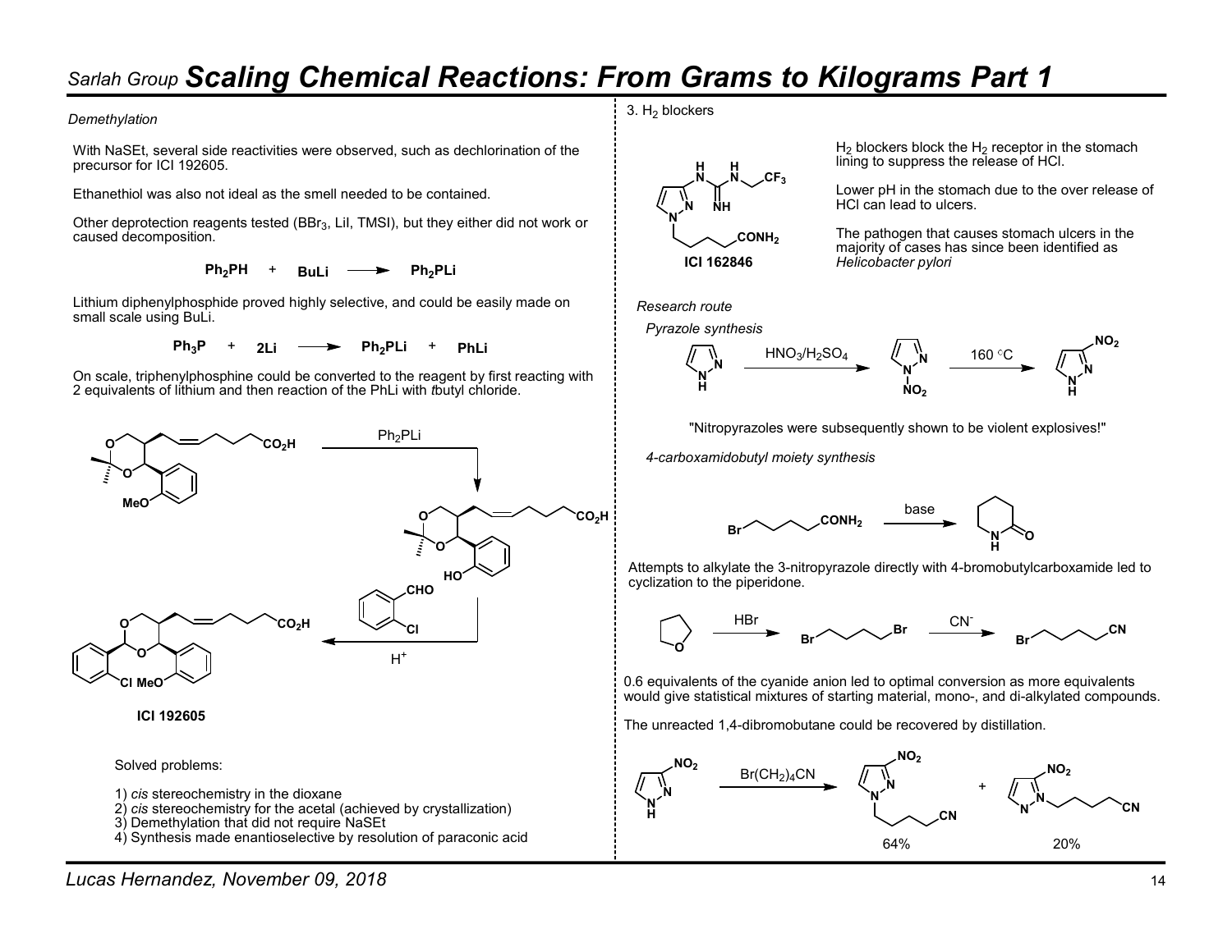# Sarlah Group *Scaling Chemical Reactions: From Grams to Kilograms Part 1*

*Demethylation*

With NaSEt, several side reactivities were observed, such as dechlorination of the precursor for ICI 192605.

Ethanethiol was also not ideal as the smell needed to be contained.

Other deprotection reagents tested ($BBr_3$, LiI, TMSI), but they either did not work or caused decomposition.

$$Ph_2PH + BuLi \longrightarrow Ph_2PLi$$

Lithium diphenylphosphide proved highly selective, and could be easily made on small scale using BuLi.

$$Ph_3P + 2Li \longrightarrow Ph_2PLi + PhLi$$

On scale, triphenylphosphine could be converted to the reagent by first reacting with 2 equivalents of lithium and then reaction of the PhLi with *t*butyl chloride.

$Ph_2PLi$

CHO

Cl

$H^+$

**ICI 192605**

Solved problems:

1) *cis* stereochemistry in the dioxane
2) *cis* stereochemistry for the acetal (achieved by crystallization)
3) Demethylation that did not require NaSEt
4) Synthesis made enantioselective by resolution of paraconic acid

3. $H_2$ blockers

**ICI 162846**

$H_2$ blockers block the $H_2$ receptor in the stomach lining to suppress the release of HCl.

Lower pH in the stomach due to the over release of HCl can lead to ulcers.

The pathogen that causes stomach ulcers in the majority of cases has since been identified as *Helicobacter pylori*

*Research route*

*Pyrazole synthesis*

$HNO_3/H_2SO_4$ → 160 °C

"Nitropyrazoles were subsequently shown to be violent explosives!"

*4-carboxamidobutyl moiety synthesis*

base

Attempts to alkylate the 3-nitropyrazole directly with 4-bromobutylcarboxamide led to cyclization to the piperidone.

HBr → $CN^-$

0.6 equivalents of the cyanide anion led to optimal conversion as more equivalents would give statistical mixtures of starting material, mono-, and di-alkylated compounds.

The unreacted 1,4-dibromobutane could be recovered by distillation.

$Br(CH_2)_4CN$

64% + 20%

Lucas Hernandez, November 09, 2018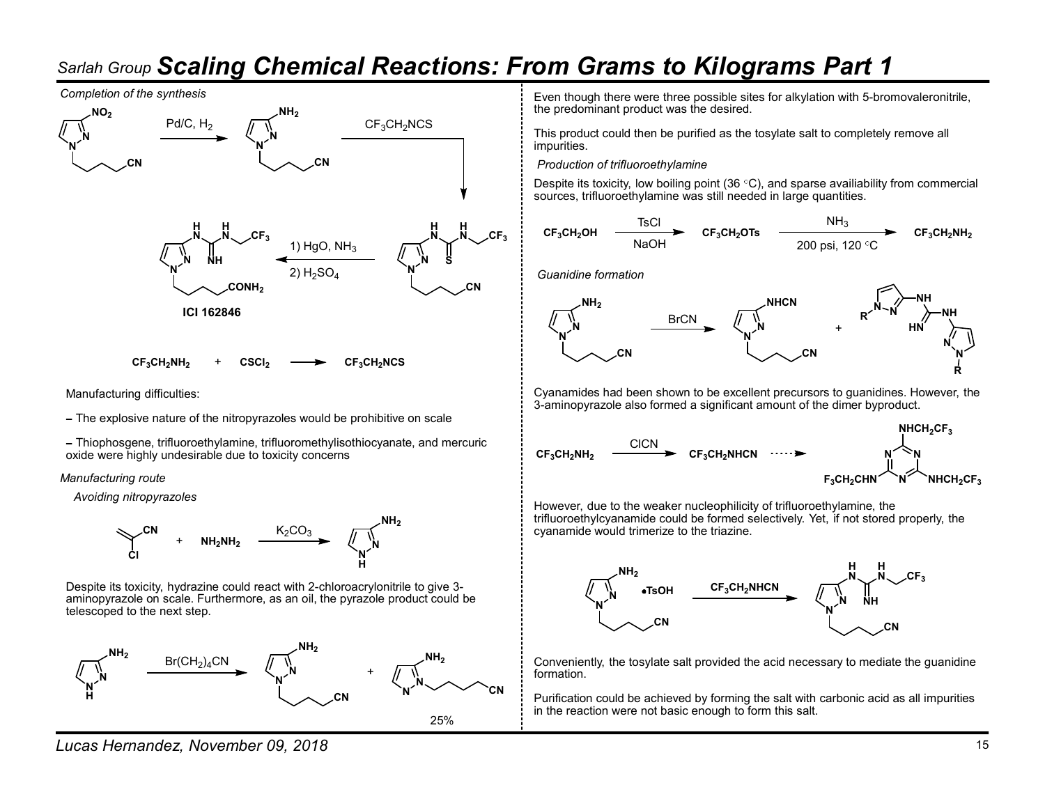# Scaling Chemical Reactions: From Grams to Kilograms Part 1

*Completion of the synthesis*

Pd/C, $H_2$

$CF_3CH_2NCS$

1) HgO, $NH_3$
2) $H_2SO_4$

**ICI 162846**

$CF_3CH_2NH_2$ + $CSCl_2$ ⟶ $CF_3CH_2NCS$

Manufacturing difficulties:

– The explosive nature of the nitropyrazoles would be prohibitive on scale

– Thiophosgene, trifluoroethylamine, trifluoromethylisothiocyanate, and mercuric oxide were highly undesirable due to toxicity concerns

*Manufacturing route*

*Avoiding nitropyrazoles*

$K_2CO_3$

Despite its toxicity, hydrazine could react with 2-chloroacrylonitrile to give 3-aminopyrazole on scale. Furthermore, as an oil, the pyrazole product could be telescoped to the next step.

$Br(CH_2)_4CN$

25%

Even though there were three possible sites for alkylation with 5-bromovaleronitrile, the predominant product was the desired.

This product could then be purified as the tosylate salt to completely remove all impurities.

*Production of trifluoroethylamine*

Despite its toxicity, low boiling point (36 °C), and sparse availiability from commercial sources, trifluoroethylamine was still needed in large quantities.

$CF_3CH_2OH$ —(TsCl, NaOH)→ $CF_3CH_2OTs$ —($NH_3$, 200 psi, 120 °C)→ $CF_3CH_2NH_2$

*Guanidine formation*

BrCN

Cyanamides had been shown to be excellent precursors to guanidines. However, the 3-aminopyrazole also formed a significant amount of the dimer byproduct.

$CF_3CH_2NH_2$ —(ClCN)→ $CF_3CH_2NHCN$ ⇢

However, due to the weaker nucleophilicity of trifluoroethylamine, the trifluoroethylcyanamide could be formed selectively. Yet, if not stored properly, the cyanamide would trimerize to the triazine.

•TsOH —($CF_3CH_2NHCN$)→

Conveniently, the tosylate salt provided the acid necessary to mediate the guanidine formation.

Purification could be achieved by forming the salt with carbonic acid as all impurities in the reaction were not basic enough to form this salt.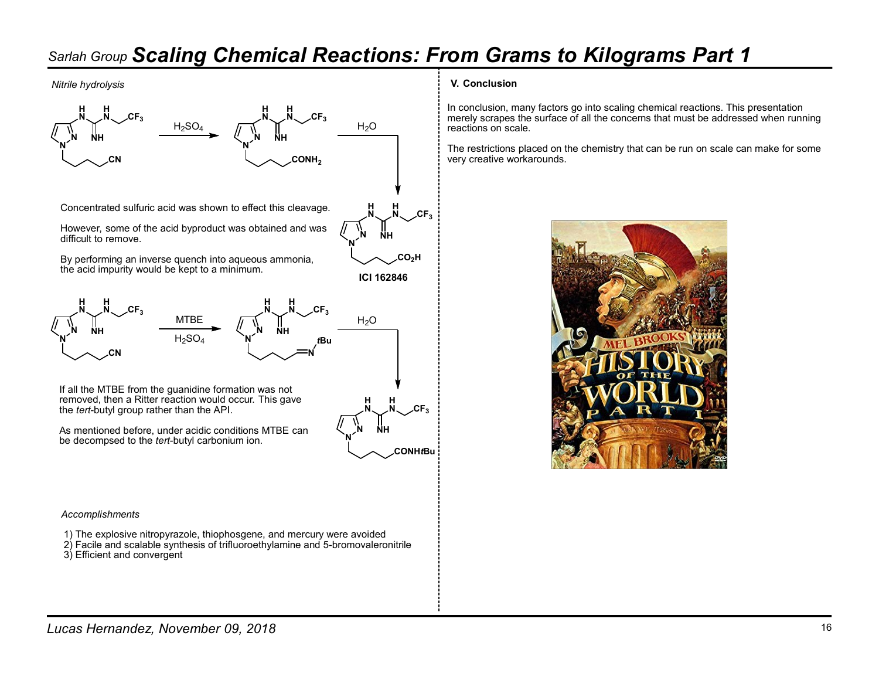*Nitrile hydrolysis*

$H_2SO_4$

$H_2O$

ICI 162846

Concentrated sulfuric acid was shown to effect this cleavage.

However, some of the acid byproduct was obtained and was difficult to remove.

By performing an inverse quench into aqueous ammonia, the acid impurity would be kept to a minimum.

MTBE

$H_2SO_4$

$H_2O$

If all the MTBE from the guanidine formation was not removed, then a Ritter reaction would occur. This gave the *tert*-butyl group rather than the API.

As mentioned before, under acidic conditions MTBE can be decompsed to the *tert*-butyl carbonium ion.

*Accomplishments*

1) The explosive nitropyrazole, thiophosgene, and mercury were avoided
2) Facile and scalable synthesis of trifluoroethylamine and 5-bromovaleronitrile
3) Efficient and convergent

**V. Conclusion**

In conclusion, many factors go into scaling chemical reactions. This presentation merely scrapes the surface of all the concerns that must be addressed when running reactions on scale.

The restrictions placed on the chemistry that can be run on scale can make for some very creative workarounds.